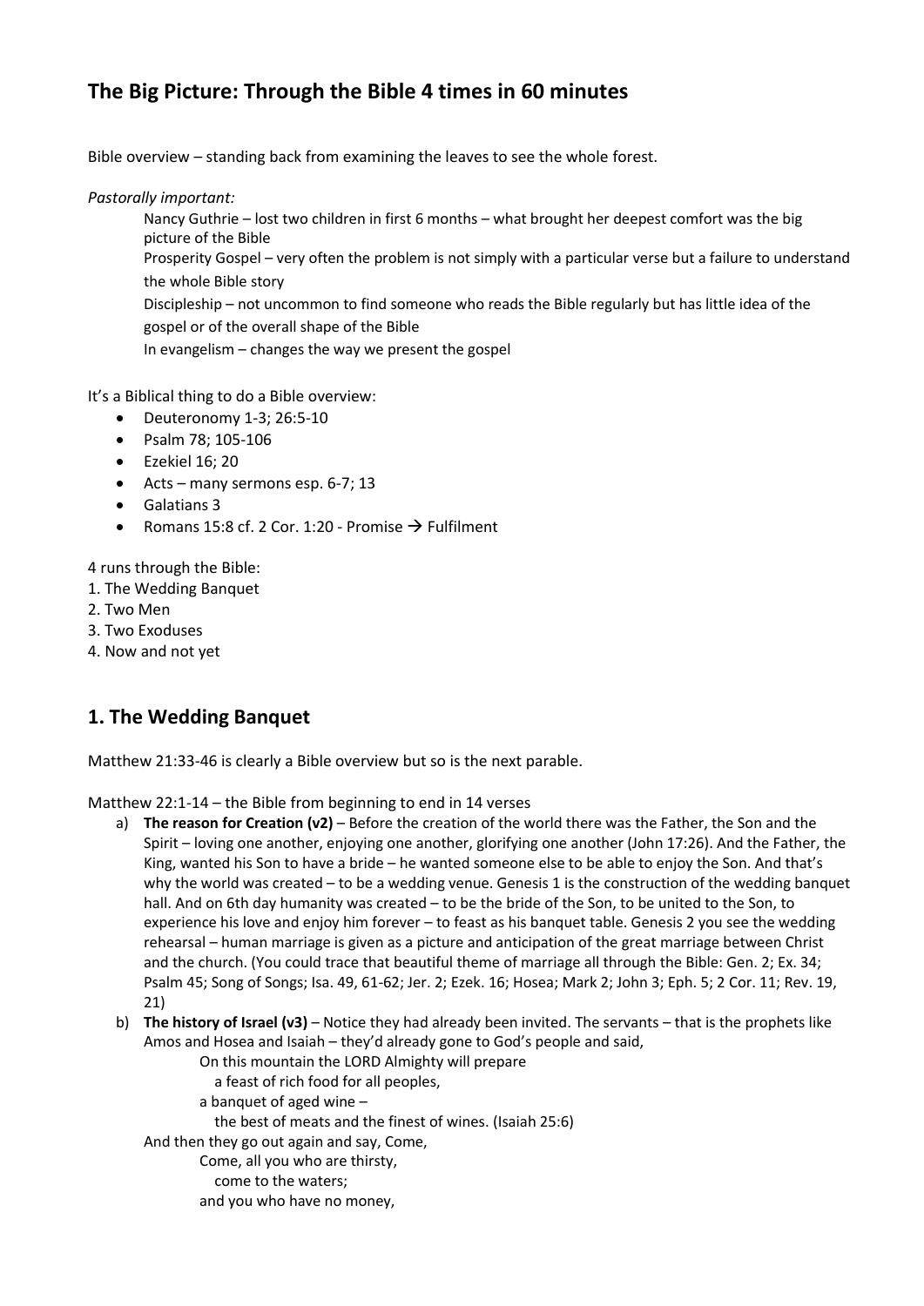## The Big Picture: Through the Bible 4 times in 60 minutes

Bible overview – standing back from examining the leaves to see the whole forest.

*Pastorally important:*

Nancy Guthrie – lost two children in first 6 months – what brought her deepest comfort was the big picture of the Bible

Prosperity Gospel – very often the problem is not simply with a particular verse but a failure to understand the whole Bible story

Discipleship – not uncommon to find someone who reads the Bible regularly but has little idea of the gospel or of the overall shape of the Bible

In evangelism – changes the way we present the gospel

It's a Biblical thing to do a Bible overview:

- Deuteronomy 1-3; 26:5-10
- Psalm 78; 105-106
- Ezekiel 16; 20
- Acts – many sermons esp. 6-7; 13
- Galatians 3
- Romans 15:8 cf. 2 Cor. 1:20 - Promise → Fulfilment

4 runs through the Bible:
1. The Wedding Banquet
2. Two Men
3. Two Exoduses
4. Now and not yet

## 1. The Wedding Banquet

Matthew 21:33-46 is clearly a Bible overview but so is the next parable.

Matthew 22:1-14 – the Bible from beginning to end in 14 verses

a) **The reason for Creation (v2)** – Before the creation of the world there was the Father, the Son and the Spirit – loving one another, enjoying one another, glorifying one another (John 17:26). And the Father, the King, wanted his Son to have a bride – he wanted someone else to be able to enjoy the Son. And that's why the world was created – to be a wedding venue. Genesis 1 is the construction of the wedding banquet hall. And on 6th day humanity was created – to be the bride of the Son, to be united to the Son, to experience his love and enjoy him forever – to feast as his banquet table. Genesis 2 you see the wedding rehearsal – human marriage is given as a picture and anticipation of the great marriage between Christ and the church. (You could trace that beautiful theme of marriage all through the Bible: Gen. 2; Ex. 34; Psalm 45; Song of Songs; Isa. 49, 61-62; Jer. 2; Ezek. 16; Hosea; Mark 2; John 3; Eph. 5; 2 Cor. 11; Rev. 19, 21)

b) **The history of Israel (v3)** – Notice they had already been invited. The servants – that is the prophets like Amos and Hosea and Isaiah – they'd already gone to God's people and said,

> On this mountain the LORD Almighty will prepare
> a feast of rich food for all peoples,
> a banquet of aged wine –
> the best of meats and the finest of wines. (Isaiah 25:6)

And then they go out again and say, Come,

> Come, all you who are thirsty,
> come to the waters;
> and you who have no money,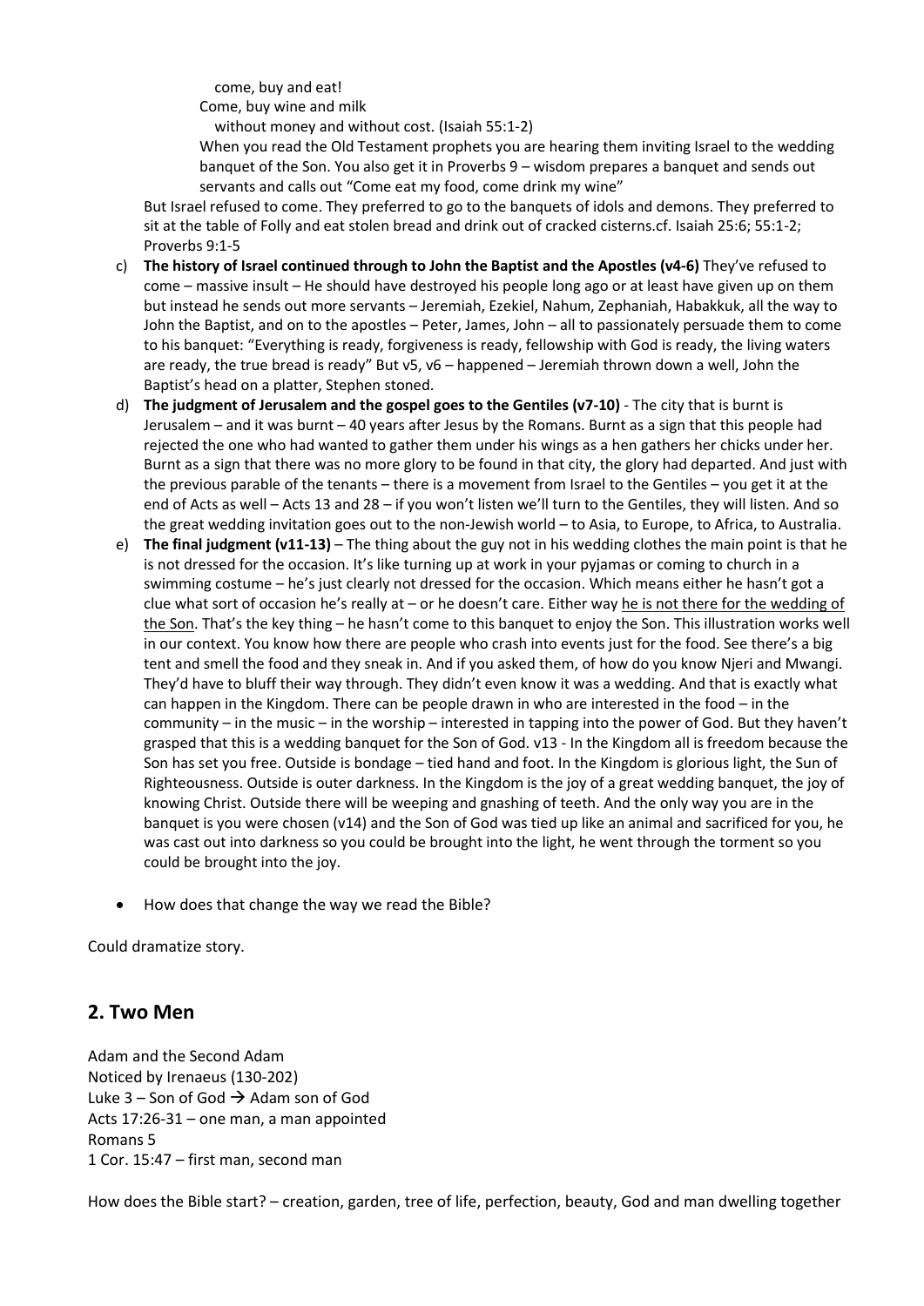come, buy and eat!

Come, buy wine and milk

without money and without cost. (Isaiah 55:1-2)

When you read the Old Testament prophets you are hearing them inviting Israel to the wedding banquet of the Son. You also get it in Proverbs 9 – wisdom prepares a banquet and sends out servants and calls out "Come eat my food, come drink my wine"

But Israel refused to come. They preferred to go to the banquets of idols and demons. They preferred to sit at the table of Folly and eat stolen bread and drink out of cracked cisterns.cf. Isaiah 25:6; 55:1-2; Proverbs 9:1-5

c) **The history of Israel continued through to John the Baptist and the Apostles (v4-6)** They've refused to come – massive insult – He should have destroyed his people long ago or at least have given up on them but instead he sends out more servants – Jeremiah, Ezekiel, Nahum, Zephaniah, Habakkuk, all the way to John the Baptist, and on to the apostles – Peter, James, John – all to passionately persuade them to come to his banquet: "Everything is ready, forgiveness is ready, fellowship with God is ready, the living waters are ready, the true bread is ready" But v5, v6 – happened – Jeremiah thrown down a well, John the Baptist's head on a platter, Stephen stoned.

d) **The judgment of Jerusalem and the gospel goes to the Gentiles (v7-10)** - The city that is burnt is Jerusalem – and it was burnt – 40 years after Jesus by the Romans. Burnt as a sign that this people had rejected the one who had wanted to gather them under his wings as a hen gathers her chicks under her. Burnt as a sign that there was no more glory to be found in that city, the glory had departed. And just with the previous parable of the tenants – there is a movement from Israel to the Gentiles – you get it at the end of Acts as well – Acts 13 and 28 – if you won't listen we'll turn to the Gentiles, they will listen. And so the great wedding invitation goes out to the non-Jewish world – to Asia, to Europe, to Africa, to Australia.

e) **The final judgment (v11-13)** – The thing about the guy not in his wedding clothes the main point is that he is not dressed for the occasion. It's like turning up at work in your pyjamas or coming to church in a swimming costume – he's just clearly not dressed for the occasion. Which means either he hasn't got a clue what sort of occasion he's really at – or he doesn't care. Either way he is not there for the wedding of the Son. That's the key thing – he hasn't come to this banquet to enjoy the Son. This illustration works well in our context. You know how there are people who crash into events just for the food. See there's a big tent and smell the food and they sneak in. And if you asked them, of how do you know Njeri and Mwangi. They'd have to bluff their way through. They didn't even know it was a wedding. And that is exactly what can happen in the Kingdom. There can be people drawn in who are interested in the food – in the community – in the music – in the worship – interested in tapping into the power of God. But they haven't grasped that this is a wedding banquet for the Son of God. v13 - In the Kingdom all is freedom because the Son has set you free. Outside is bondage – tied hand and foot. In the Kingdom is glorious light, the Sun of Righteousness. Outside is outer darkness. In the Kingdom is the joy of a great wedding banquet, the joy of knowing Christ. Outside there will be weeping and gnashing of teeth. And the only way you are in the banquet is you were chosen (v14) and the Son of God was tied up like an animal and sacrificed for you, he was cast out into darkness so you could be brought into the light, he went through the torment so you could be brought into the joy.

- How does that change the way we read the Bible?

Could dramatize story.

## 2. Two Men

Adam and the Second Adam
Noticed by Irenaeus (130-202)
Luke 3 – Son of God → Adam son of God
Acts 17:26-31 – one man, a man appointed
Romans 5
1 Cor. 15:47 – first man, second man

How does the Bible start? – creation, garden, tree of life, perfection, beauty, God and man dwelling together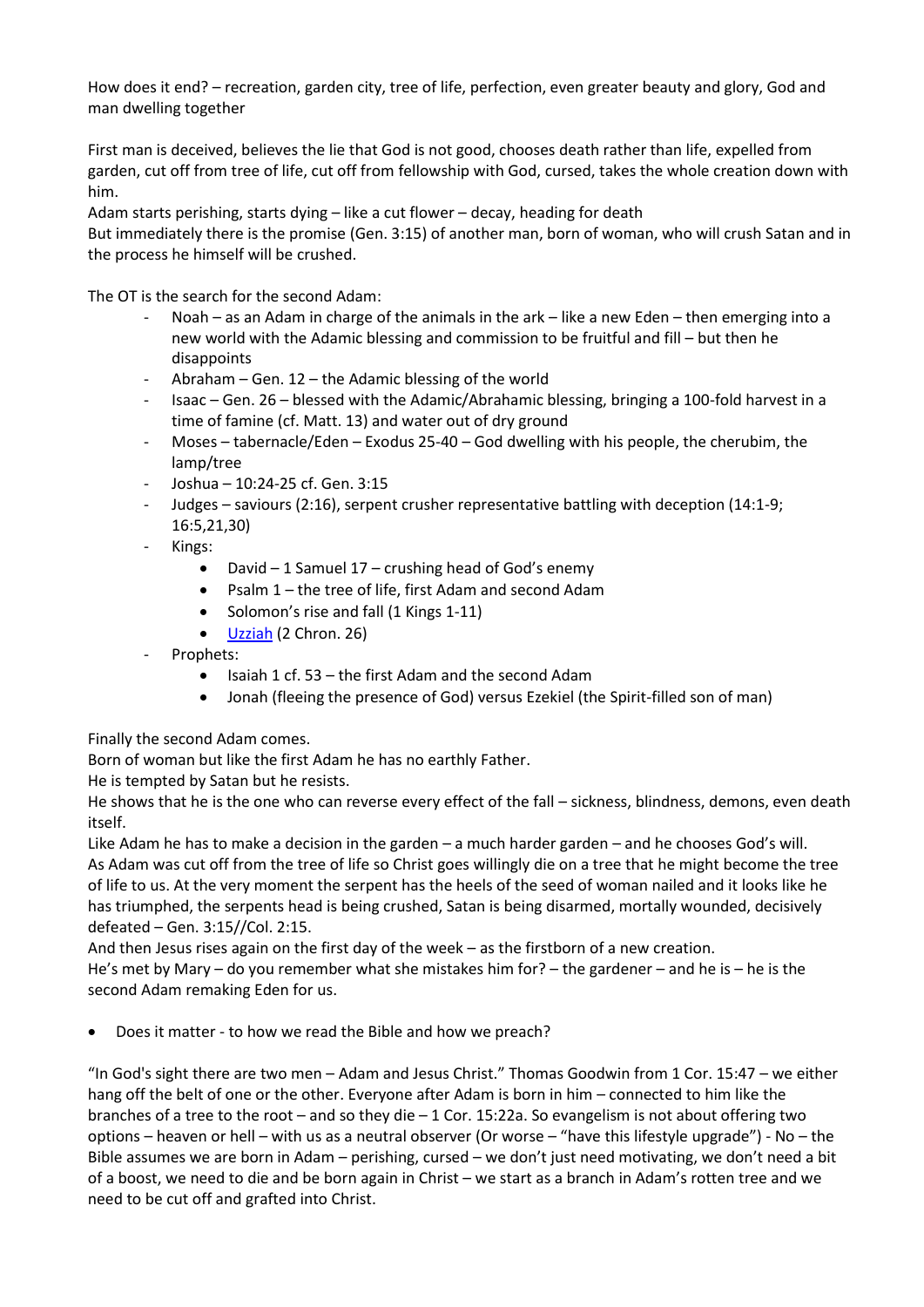How does it end? – recreation, garden city, tree of life, perfection, even greater beauty and glory, God and man dwelling together

First man is deceived, believes the lie that God is not good, chooses death rather than life, expelled from garden, cut off from tree of life, cut off from fellowship with God, cursed, takes the whole creation down with him.
Adam starts perishing, starts dying – like a cut flower – decay, heading for death
But immediately there is the promise (Gen. 3:15) of another man, born of woman, who will crush Satan and in the process he himself will be crushed.

The OT is the search for the second Adam:

- Noah – as an Adam in charge of the animals in the ark – like a new Eden – then emerging into a new world with the Adamic blessing and commission to be fruitful and fill – but then he disappoints
- Abraham – Gen. 12 – the Adamic blessing of the world
- Isaac – Gen. 26 – blessed with the Adamic/Abrahamic blessing, bringing a 100-fold harvest in a time of famine (cf. Matt. 13) and water out of dry ground
- Moses – tabernacle/Eden – Exodus 25-40 – God dwelling with his people, the cherubim, the lamp/tree
- Joshua – 10:24-25 cf. Gen. 3:15
- Judges – saviours (2:16), serpent crusher representative battling with deception (14:1-9; 16:5,21,30)
- Kings:
    - David – 1 Samuel 17 – crushing head of God's enemy
    - Psalm 1 – the tree of life, first Adam and second Adam
    - Solomon's rise and fall (1 Kings 1-11)
    - Uzziah (2 Chron. 26)
- Prophets:
    - Isaiah 1 cf. 53 – the first Adam and the second Adam
    - Jonah (fleeing the presence of God) versus Ezekiel (the Spirit-filled son of man)

Finally the second Adam comes.
Born of woman but like the first Adam he has no earthly Father.
He is tempted by Satan but he resists.
He shows that he is the one who can reverse every effect of the fall – sickness, blindness, demons, even death itself.
Like Adam he has to make a decision in the garden – a much harder garden – and he chooses God's will.
As Adam was cut off from the tree of life so Christ goes willingly die on a tree that he might become the tree of life to us. At the very moment the serpent has the heels of the seed of woman nailed and it looks like he has triumphed, the serpents head is being crushed, Satan is being disarmed, mortally wounded, decisively defeated – Gen. 3:15//Col. 2:15.
And then Jesus rises again on the first day of the week – as the firstborn of a new creation.
He's met by Mary – do you remember what she mistakes him for? – the gardener – and he is – he is the second Adam remaking Eden for us.

- Does it matter - to how we read the Bible and how we preach?

"In God's sight there are two men – Adam and Jesus Christ." Thomas Goodwin from 1 Cor. 15:47 – we either hang off the belt of one or the other. Everyone after Adam is born in him – connected to him like the branches of a tree to the root – and so they die – 1 Cor. 15:22a. So evangelism is not about offering two options – heaven or hell – with us as a neutral observer (Or worse – "have this lifestyle upgrade") - No – the Bible assumes we are born in Adam – perishing, cursed – we don't just need motivating, we don't need a bit of a boost, we need to die and be born again in Christ – we start as a branch in Adam's rotten tree and we need to be cut off and grafted into Christ.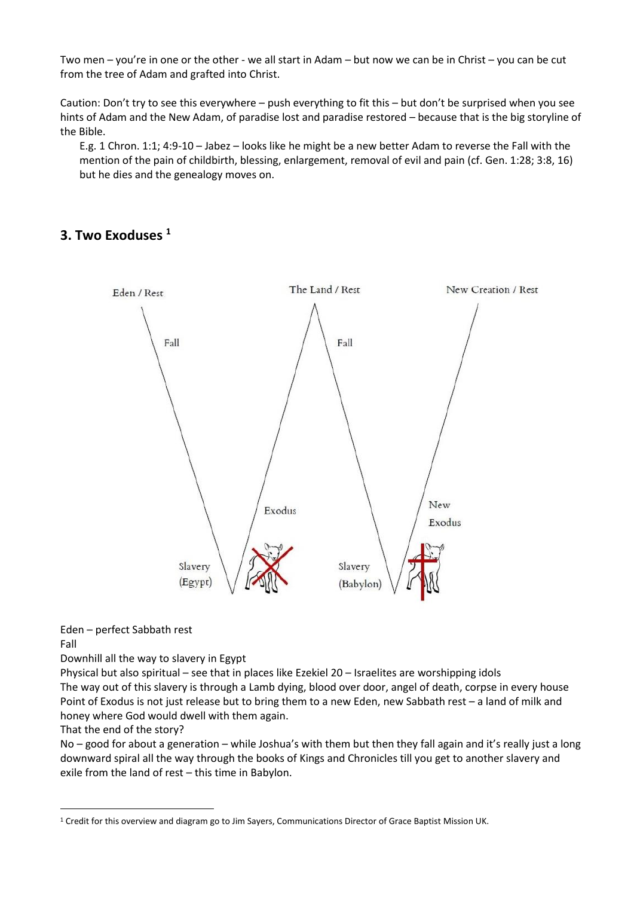Two men – you're in one or the other - we all start in Adam – but now we can be in Christ – you can be cut from the tree of Adam and grafted into Christ.

Caution: Don't try to see this everywhere – push everything to fit this – but don't be surprised when you see hints of Adam and the New Adam, of paradise lost and paradise restored – because that is the big storyline of the Bible.

> E.g. 1 Chron. 1:1; 4:9-10 – Jabez – looks like he might be a new better Adam to reverse the Fall with the mention of the pain of childbirth, blessing, enlargement, removal of evil and pain (cf. Gen. 1:28; 3:8, 16) but he dies and the genealogy moves on.

## 3. Two Exoduses [1]

Eden / Rest
Fall
Slavery (Egypt)
Exodus
The Land / Rest
Fall
Slavery (Babylon)
New Exodus
New Creation / Rest

Eden – perfect Sabbath rest
Fall
Downhill all the way to slavery in Egypt
Physical but also spiritual – see that in places like Ezekiel 20 – Israelites are worshipping idols
The way out of this slavery is through a Lamb dying, blood over door, angel of death, corpse in every house
Point of Exodus is not just release but to bring them to a new Eden, new Sabbath rest – a land of milk and honey where God would dwell with them again.
That the end of the story?
No – good for about a generation – while Joshua's with them but then they fall again and it's really just a long downward spiral all the way through the books of Kings and Chronicles till you get to another slavery and exile from the land of rest – this time in Babylon.

[1] Credit for this overview and diagram go to Jim Sayers, Communications Director of Grace Baptist Mission UK.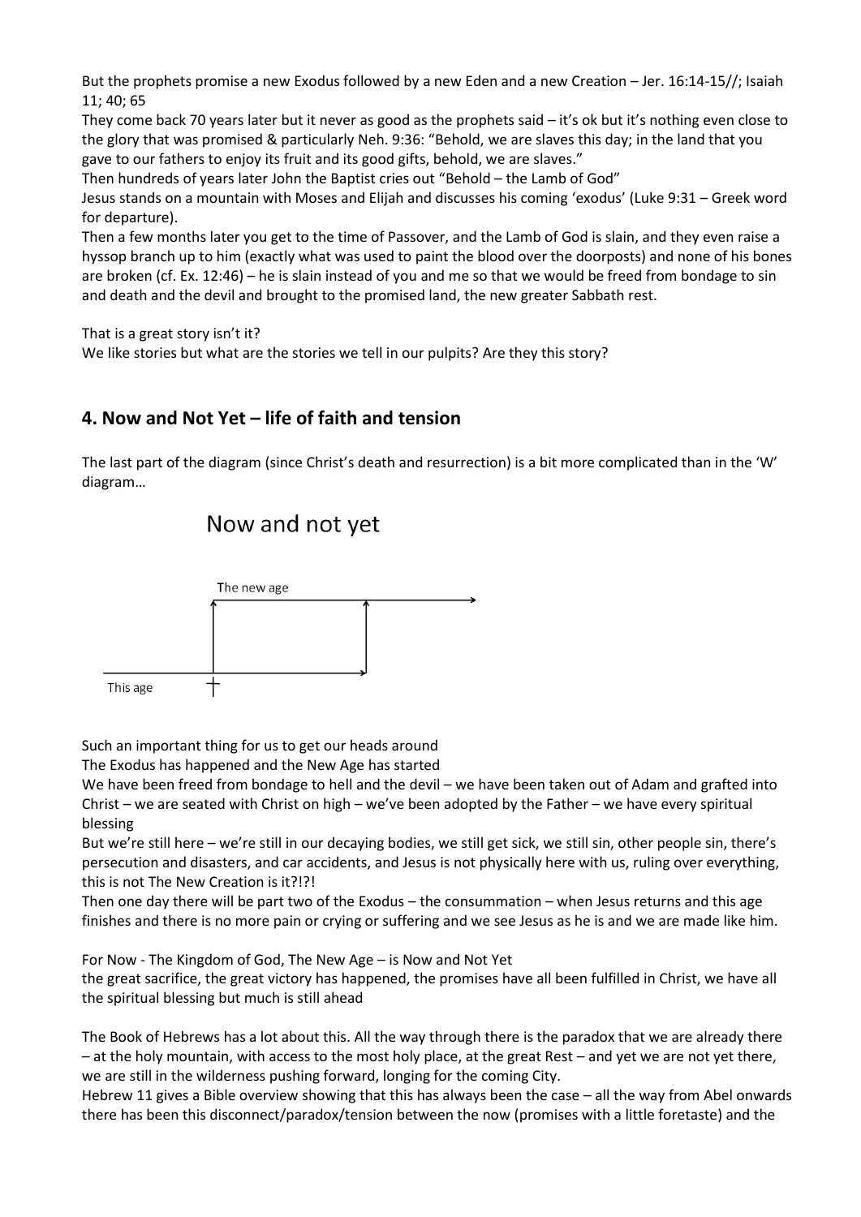But the prophets promise a new Exodus followed by a new Eden and a new Creation – Jer. 16:14-15//; Isaiah 11; 40; 65

They come back 70 years later but it never as good as the prophets said – it's ok but it's nothing even close to the glory that was promised & particularly Neh. 9:36: "Behold, we are slaves this day; in the land that you gave to our fathers to enjoy its fruit and its good gifts, behold, we are slaves."

Then hundreds of years later John the Baptist cries out "Behold – the Lamb of God"

Jesus stands on a mountain with Moses and Elijah and discusses his coming 'exodus' (Luke 9:31 – Greek word for departure).

Then a few months later you get to the time of Passover, and the Lamb of God is slain, and they even raise a hyssop branch up to him (exactly what was used to paint the blood over the doorposts) and none of his bones are broken (cf. Ex. 12:46) – he is slain instead of you and me so that we would be freed from bondage to sin and death and the devil and brought to the promised land, the new greater Sabbath rest.

That is a great story isn't it?

We like stories but what are the stories we tell in our pulpits? Are they this story?

## 4. Now and Not Yet – life of faith and tension

The last part of the diagram (since Christ's death and resurrection) is a bit more complicated than in the 'W' diagram…

Now and not yet

The new age

This age

Such an important thing for us to get our heads around

The Exodus has happened and the New Age has started

We have been freed from bondage to hell and the devil – we have been taken out of Adam and grafted into Christ – we are seated with Christ on high – we've been adopted by the Father – we have every spiritual blessing

But we're still here – we're still in our decaying bodies, we still get sick, we still sin, other people sin, there's persecution and disasters, and car accidents, and Jesus is not physically here with us, ruling over everything, this is not The New Creation is it?!?!

Then one day there will be part two of the Exodus – the consummation – when Jesus returns and this age finishes and there is no more pain or crying or suffering and we see Jesus as he is and we are made like him.

For Now - The Kingdom of God, The New Age – is Now and Not Yet

the great sacrifice, the great victory has happened, the promises have all been fulfilled in Christ, we have all the spiritual blessing but much is still ahead

The Book of Hebrews has a lot about this. All the way through there is the paradox that we are already there – at the holy mountain, with access to the most holy place, at the great Rest – and yet we are not yet there, we are still in the wilderness pushing forward, longing for the coming City.

Hebrew 11 gives a Bible overview showing that this has always been the case – all the way from Abel onwards there has been this disconnect/paradox/tension between the now (promises with a little foretaste) and the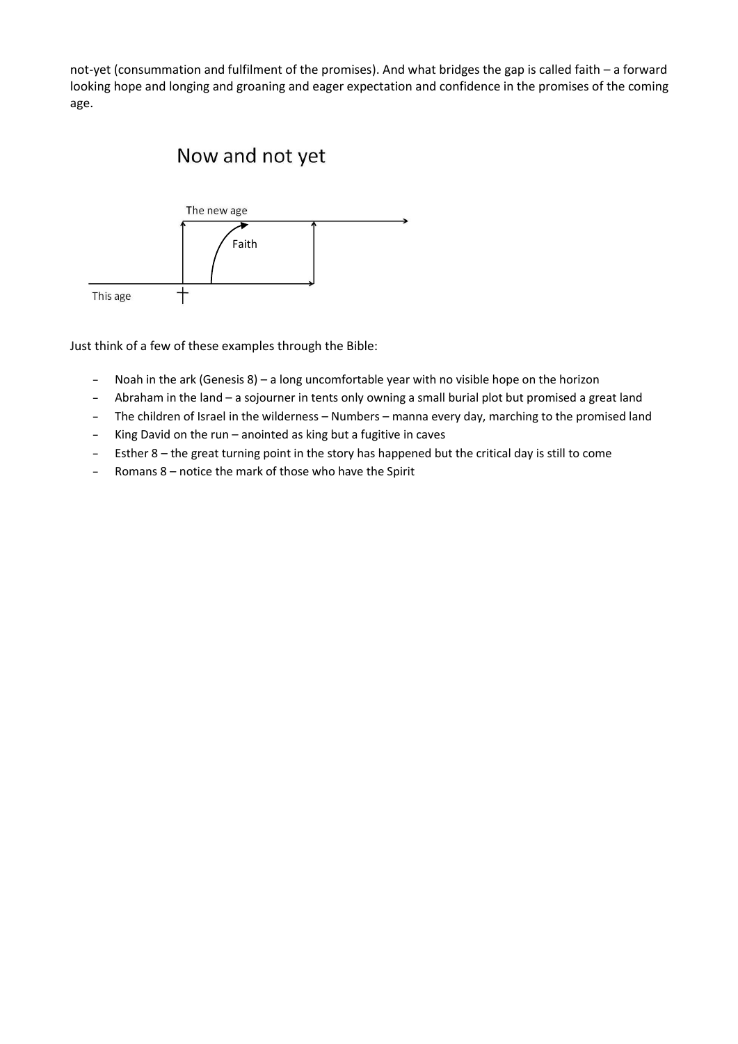not-yet (consummation and fulfilment of the promises). And what bridges the gap is called faith – a forward looking hope and longing and groaning and eager expectation and confidence in the promises of the coming age.

Now and not yet

The new age

Faith

This age

Just think of a few of these examples through the Bible:

- Noah in the ark (Genesis 8) – a long uncomfortable year with no visible hope on the horizon
- Abraham in the land – a sojourner in tents only owning a small burial plot but promised a great land
- The children of Israel in the wilderness – Numbers – manna every day, marching to the promised land
- King David on the run – anointed as king but a fugitive in caves
- Esther 8 – the great turning point in the story has happened but the critical day is still to come
- Romans 8 – notice the mark of those who have the Spirit